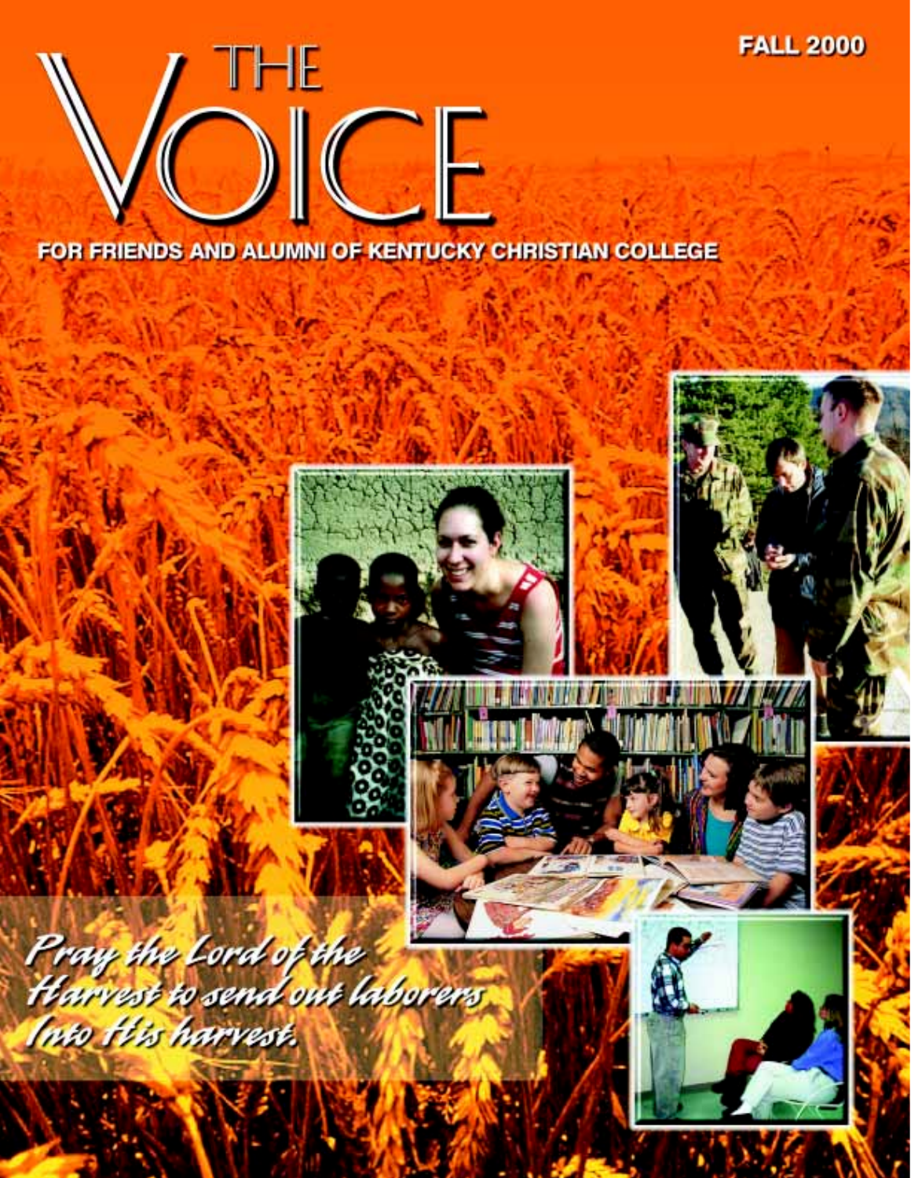FALL 2000

# THE VOICE

FOR FRIENDS AND ALUMNI OF KENTUCKY CHRISTIAN COLLEGE

*Pray the Lord of the Harvest to send out laborers Into His harvest.*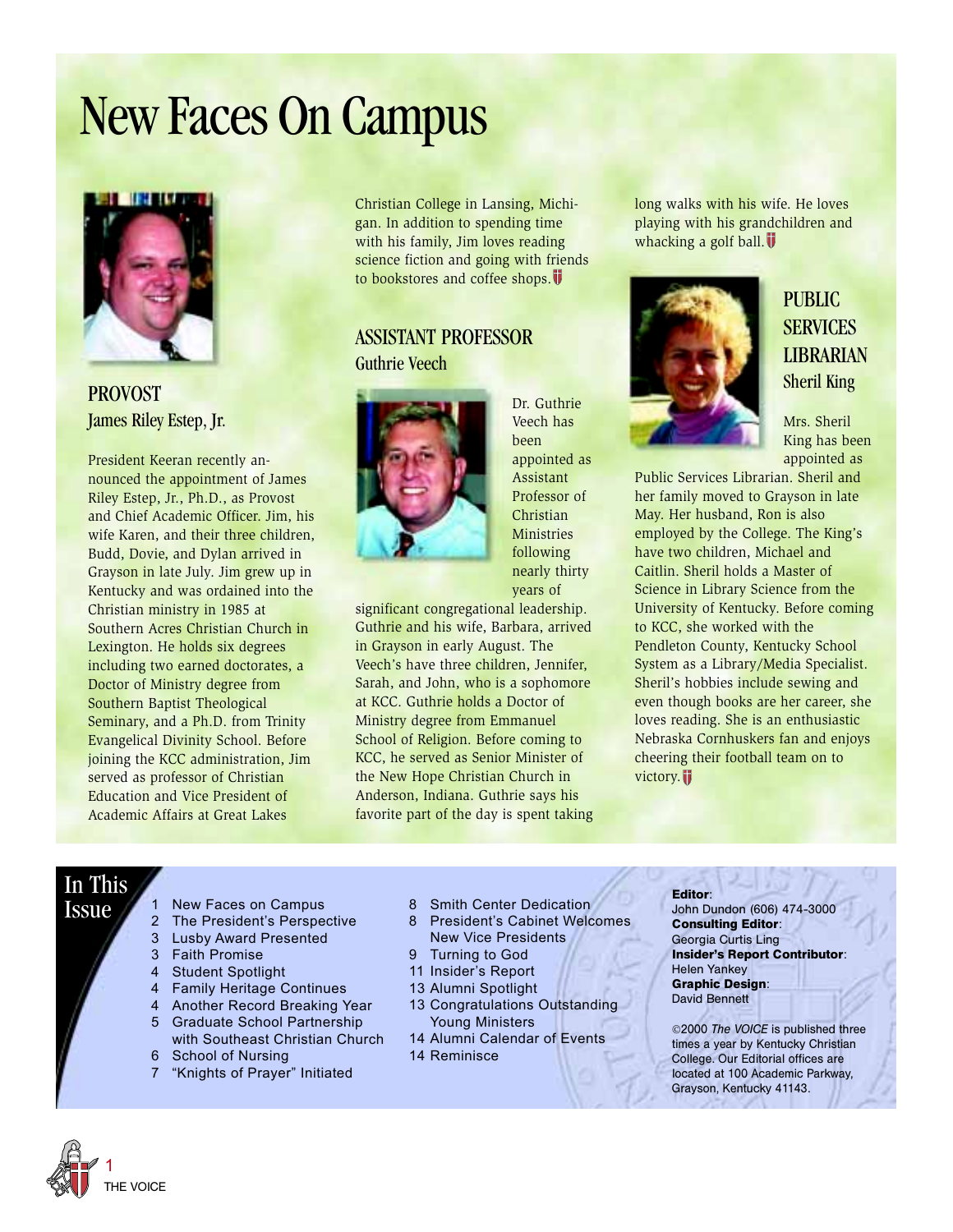# New Faces On Campus

## PROVOST
### James Riley Estep, Jr.

President Keeran recently announced the appointment of James Riley Estep, Jr., Ph.D., as Provost and Chief Academic Officer. Jim, his wife Karen, and their three children, Budd, Dovie, and Dylan arrived in Grayson in late July. Jim grew up in Kentucky and was ordained into the Christian ministry in 1985 at Southern Acres Christian Church in Lexington. He holds six degrees including two earned doctorates, a Doctor of Ministry degree from Southern Baptist Theological Seminary, and a Ph.D. from Trinity Evangelical Divinity School. Before joining the KCC administration, Jim served as professor of Christian Education and Vice President of Academic Affairs at Great Lakes Christian College in Lansing, Michigan. In addition to spending time with his family, Jim loves reading science fiction and going with friends to bookstores and coffee shops.

## ASSISTANT PROFESSOR
### Guthrie Veech

Dr. Guthrie Veech has been appointed as Assistant Professor of Christian Ministries following nearly thirty years of significant congregational leadership. Guthrie and his wife, Barbara, arrived in Grayson in early August. The Veech's have three children, Jennifer, Sarah, and John, who is a sophomore at KCC. Guthrie holds a Doctor of Ministry degree from Emmanuel School of Religion. Before coming to KCC, he served as Senior Minister of the New Hope Christian Church in Anderson, Indiana. Guthrie says his favorite part of the day is spent taking long walks with his wife. He loves playing with his grandchildren and whacking a golf ball.

## PUBLIC SERVICES LIBRARIAN
### Sheril King

Mrs. Sheril King has been appointed as Public Services Librarian. Sheril and her family moved to Grayson in late May. Her husband, Ron is also employed by the College. The King's have two children, Michael and Caitlin. Sheril holds a Master of Science in Library Science from the University of Kentucky. Before coming to KCC, she worked with the Pendleton County, Kentucky School System as a Library/Media Specialist. Sheril's hobbies include sewing and even though books are her career, she loves reading. She is an enthusiastic Nebraska Cornhuskers fan and enjoys cheering their football team on to victory.

## In This Issue

- 1 New Faces on Campus
- 2 The President's Perspective
- 3 Lusby Award Presented
- 3 Faith Promise
- 4 Student Spotlight
- 4 Family Heritage Continues
- 4 Another Record Breaking Year
- 5 Graduate School Partnership with Southeast Christian Church
- 6 School of Nursing
- 7 "Knights of Prayer" Initiated
- 8 Smith Center Dedication
- 8 President's Cabinet Welcomes New Vice Presidents
- 9 Turning to God
- 11 Insider's Report
- 13 Alumni Spotlight
- 13 Congratulations Outstanding Young Ministers
- 14 Alumni Calendar of Events
- 14 Reminisce

**Editor**:
John Dundon (606) 474-3000
**Consulting Editor**:
Georgia Curtis Ling
**Insider's Report Contributor**:
Helen Yankey
**Graphic Design**:
David Bennett

©2000 *The VOICE* is published three times a year by Kentucky Christian College. Our Editorial offices are located at 100 Academic Parkway, Grayson, Kentucky 41143.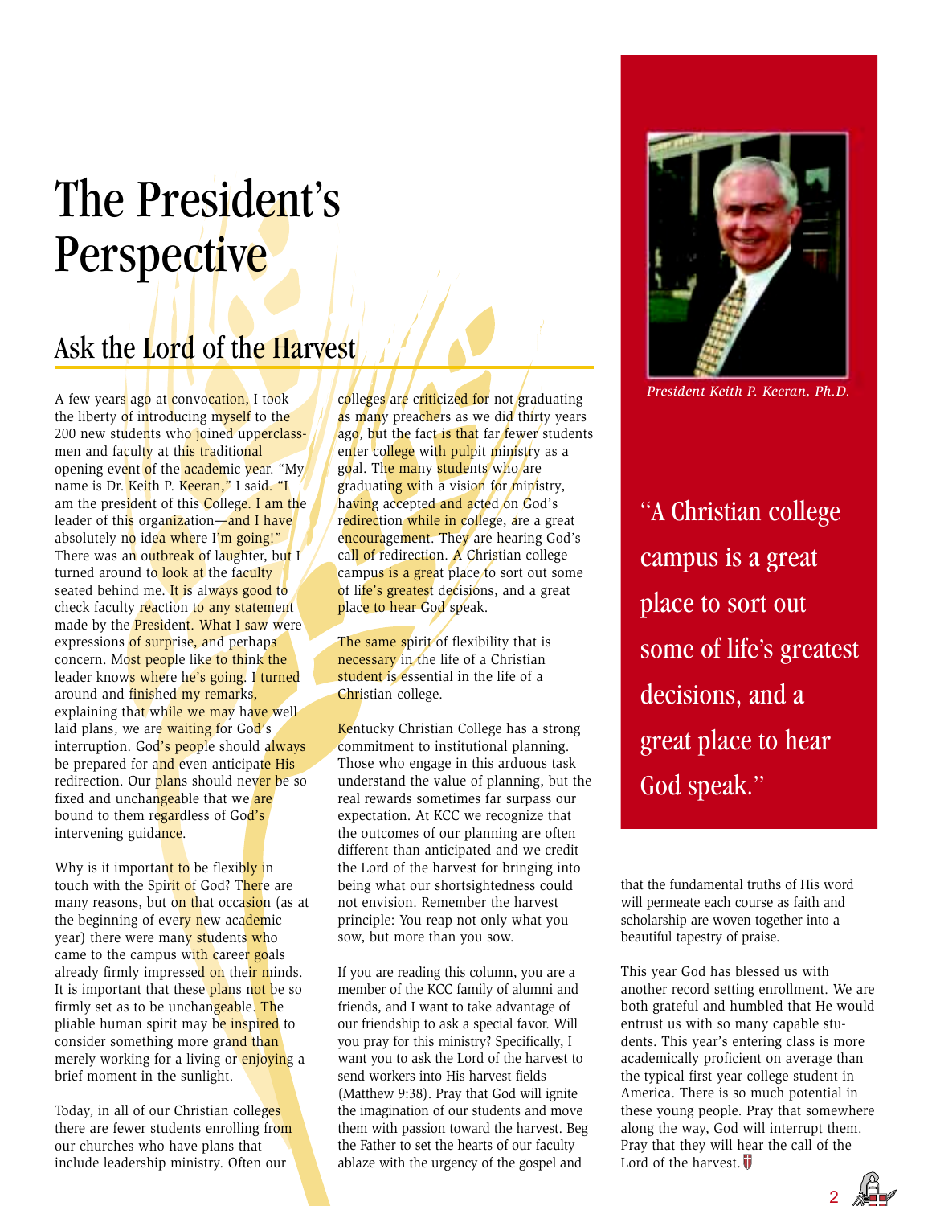# The President's Perspective

## Ask the Lord of the Harvest

A few years ago at convocation, I took the liberty of introducing myself to the 200 new students who joined upperclassmen and faculty at this traditional opening event of the academic year. "My name is Dr. Keith P. Keeran," I said. "I am the president of this College. I am the leader of this organization—and I have absolutely no idea where I'm going!" There was an outbreak of laughter, but I turned around to look at the faculty seated behind me. It is always good to check faculty reaction to any statement made by the President. What I saw were expressions of surprise, and perhaps concern. Most people like to think the leader knows where he's going. I turned around and finished my remarks, explaining that while we may have well laid plans, we are waiting for God's interruption. God's people should always be prepared for and even anticipate His redirection. Our plans should never be so fixed and unchangeable that we are bound to them regardless of God's intervening guidance.

Why is it important to be flexibly in touch with the Spirit of God? There are many reasons, but on that occasion (as at the beginning of every new academic year) there were many students who came to the campus with career goals already firmly impressed on their minds. It is important that these plans not be so firmly set as to be unchangeable. The pliable human spirit may be inspired to consider something more grand than merely working for a living or enjoying a brief moment in the sunlight.

Today, in all of our Christian colleges there are fewer students enrolling from our churches who have plans that include leadership ministry. Often our colleges are criticized for not graduating as many preachers as we did thirty years ago, but the fact is that far fewer students enter college with pulpit ministry as a goal. The many students who are graduating with a vision for ministry, having accepted and acted on God's redirection while in college, are a great encouragement. They are hearing God's call of redirection. A Christian college campus is a great place to sort out some of life's greatest decisions, and a great place to hear God speak.

The same spirit of flexibility that is necessary in the life of a Christian student is essential in the life of a Christian college.

Kentucky Christian College has a strong commitment to institutional planning. Those who engage in this arduous task understand the value of planning, but the real rewards sometimes far surpass our expectation. At KCC we recognize that the outcomes of our planning are often different than anticipated and we credit the Lord of the harvest for bringing into being what our shortsightedness could not envision. Remember the harvest principle: You reap not only what you sow, but more than you sow.

If you are reading this column, you are a member of the KCC family of alumni and friends, and I want to take advantage of our friendship to ask a special favor. Will you pray for this ministry? Specifically, I want you to ask the Lord of the harvest to send workers into His harvest fields (Matthew 9:38). Pray that God will ignite the imagination of our students and move them with passion toward the harvest. Beg the Father to set the hearts of our faculty ablaze with the urgency of the gospel and that the fundamental truths of His word will permeate each course as faith and scholarship are woven together into a beautiful tapestry of praise.

This year God has blessed us with another record setting enrollment. We are both grateful and humbled that He would entrust us with so many capable students. This year's entering class is more academically proficient on average than the typical first year college student in America. There is so much potential in these young people. Pray that somewhere along the way, God will interrupt them. Pray that they will hear the call of the Lord of the harvest.

*President Keith P. Keeran, Ph.D.*

> "A Christian college campus is a great place to sort out some of life's greatest decisions, and a great place to hear God speak."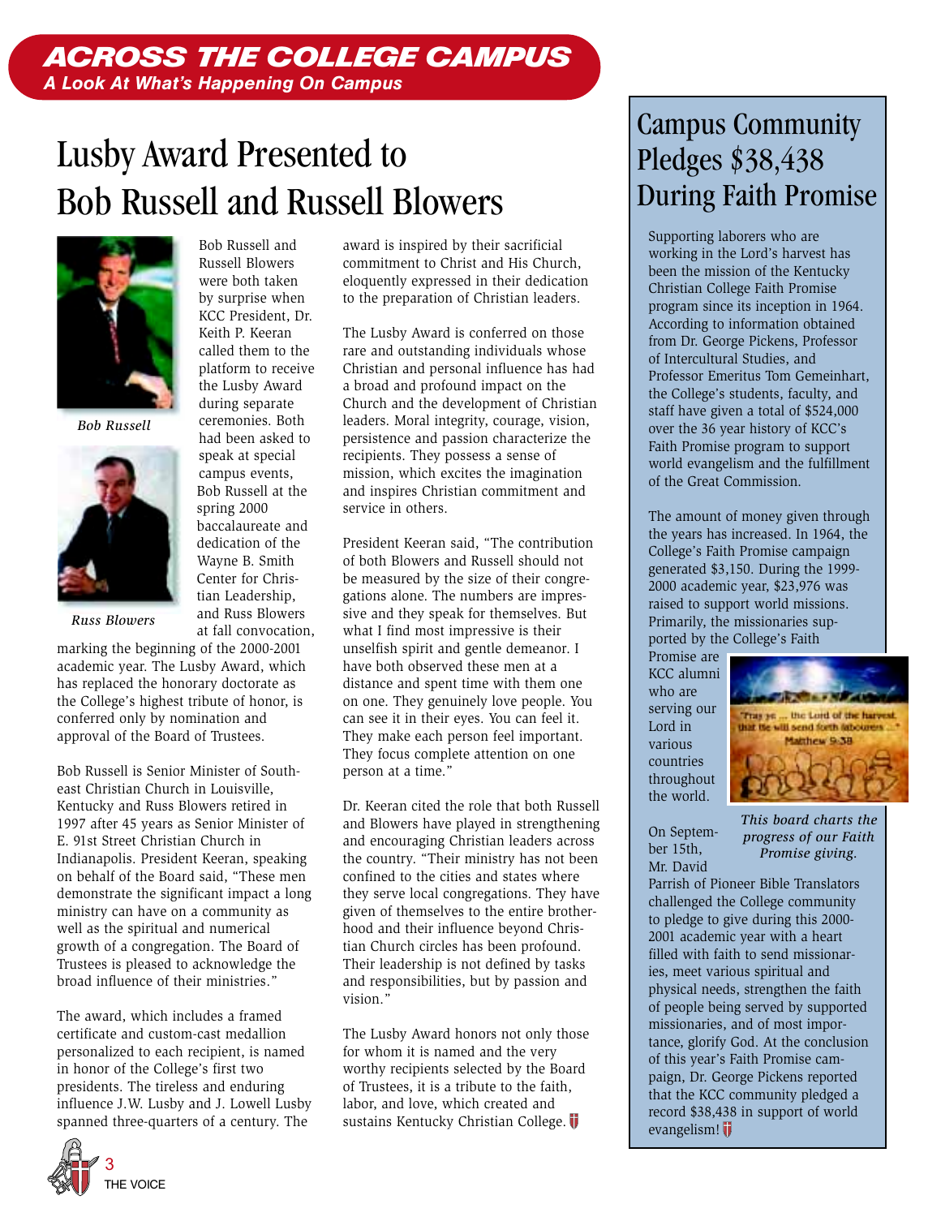## ACROSS THE COLLEGE CAMPUS

**A Look At What's Happening On Campus**

# Lusby Award Presented to Bob Russell and Russell Blowers

*Bob Russell*

*Russ Blowers*

Bob Russell and Russell Blowers were both taken by surprise when KCC President, Dr. Keith P. Keeran called them to the platform to receive the Lusby Award during separate ceremonies. Both had been asked to speak at special campus events, Bob Russell at the spring 2000 baccalaureate and dedication of the Wayne B. Smith Center for Christian Leadership, and Russ Blowers at fall convocation, marking the beginning of the 2000-2001 academic year. The Lusby Award, which has replaced the honorary doctorate as the College's highest tribute of honor, is conferred only by nomination and approval of the Board of Trustees.

Bob Russell is Senior Minister of Southeast Christian Church in Louisville, Kentucky and Russ Blowers retired in 1997 after 45 years as Senior Minister of E. 91st Street Christian Church in Indianapolis. President Keeran, speaking on behalf of the Board said, "These men demonstrate the significant impact a long ministry can have on a community as well as the spiritual and numerical growth of a congregation. The Board of Trustees is pleased to acknowledge the broad influence of their ministries."

The award, which includes a framed certificate and custom-cast medallion personalized to each recipient, is named in honor of the College's first two presidents. The tireless and enduring influence J.W. Lusby and J. Lowell Lusby spanned three-quarters of a century. The award is inspired by their sacrificial commitment to Christ and His Church, eloquently expressed in their dedication to the preparation of Christian leaders.

The Lusby Award is conferred on those rare and outstanding individuals whose Christian and personal influence has had a broad and profound impact on the Church and the development of Christian leaders. Moral integrity, courage, vision, persistence and passion characterize the recipients. They possess a sense of mission, which excites the imagination and inspires Christian commitment and service in others.

President Keeran said, "The contribution of both Blowers and Russell should not be measured by the size of their congregations alone. The numbers are impressive and they speak for themselves. But what I find most impressive is their unselfish spirit and gentle demeanor. I have both observed these men at a distance and spent time with them one on one. They genuinely love people. You can see it in their eyes. You can feel it. They make each person feel important. They focus complete attention on one person at a time."

Dr. Keeran cited the role that both Russell and Blowers have played in strengthening and encouraging Christian leaders across the country. "Their ministry has not been confined to the cities and states where they serve local congregations. They have given of themselves to the entire brotherhood and their influence beyond Christian Church circles has been profound. Their leadership is not defined by tasks and responsibilities, but by passion and vision."

The Lusby Award honors not only those for whom it is named and the very worthy recipients selected by the Board of Trustees, it is a tribute to the faith, labor, and love, which created and sustains Kentucky Christian College.

# Campus Community Pledges $38,438 During Faith Promise

Supporting laborers who are working in the Lord's harvest has been the mission of the Kentucky Christian College Faith Promise program since its inception in 1964. According to information obtained from Dr. George Pickens, Professor of Intercultural Studies, and Professor Emeritus Tom Gemeinhart, the College's students, faculty, and staff have given a total of $524,000 over the 36 year history of KCC's Faith Promise program to support world evangelism and the fulfillment of the Great Commission.

The amount of money given through the years has increased. In 1964, the College's Faith Promise campaign generated $3,150. During the 1999-2000 academic year, $23,976 was raised to support world missions. Primarily, the missionaries supported by the College's Faith Promise are KCC alumni who are serving our Lord in various countries throughout the world.

*This board charts the progress of our Faith Promise giving.*

On September 15th, Mr. David Parrish of Pioneer Bible Translators challenged the College community to pledge to give during this 2000-2001 academic year with a heart filled with faith to send missionaries, meet various spiritual and physical needs, strengthen the faith of people being served by supported missionaries, and of most importance, glorify God. At the conclusion of this year's Faith Promise campaign, Dr. George Pickens reported that the KCC community pledged a record $38,438 in support of world evangelism!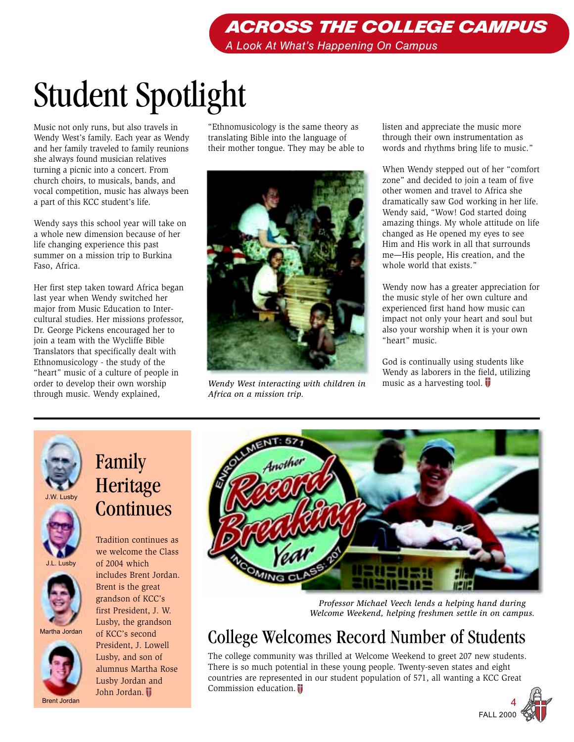## ACROSS THE COLLEGE CAMPUS

*A Look At What's Happening On Campus*

# Student Spotlight

Music not only runs, but also travels in Wendy West's family. Each year as Wendy and her family traveled to family reunions she always found musician relatives turning a picnic into a concert. From church choirs, to musicals, bands, and vocal competition, music has always been a part of this KCC student's life.

Wendy says this school year will take on a whole new dimension because of her life changing experience this past summer on a mission trip to Burkina Faso, Africa.

Her first step taken toward Africa began last year when Wendy switched her major from Music Education to Inter-cultural studies. Her missions professor, Dr. George Pickens encouraged her to join a team with the Wycliffe Bible Translators that specifically dealt with Ethnomusicology - the study of the "heart" music of a culture of people in order to develop their own worship through music. Wendy explained, "Ethnomusicology is the same theory as translating Bible into the language of their mother tongue. They may be able to listen and appreciate the music more through their own instrumentation as words and rhythms bring life to music."

*Wendy West interacting with children in Africa on a mission trip.*

When Wendy stepped out of her "comfort zone" and decided to join a team of five other women and travel to Africa she dramatically saw God working in her life. Wendy said, "Wow! God started doing amazing things. My whole attitude on life changed as He opened my eyes to see Him and His work in all that surrounds me—His people, His creation, and the whole world that exists."

Wendy now has a greater appreciation for the music style of her own culture and experienced first hand how music can impact not only your heart and soul but also your worship when it is your own "heart" music.

God is continually using students like Wendy as laborers in the field, utilizing music as a harvesting tool.

## Family Heritage Continues

J.W. Lusby

J.L. Lusby

Martha Jordan

Brent Jordan

Tradition continues as we welcome the Class of 2004 which includes Brent Jordan. Brent is the great grandson of KCC's first President, J. W. Lusby, the grandson of KCC's second President, J. Lowell Lusby, and son of alumnus Martha Rose Lusby Jordan and John Jordan.

ENROLLMENT: 571 — Another Record Breaking Year — INCOMING CLASS: 207

*Professor Michael Veech lends a helping hand during Welcome Weekend, helping freshmen settle in on campus.*

## College Welcomes Record Number of Students

The college community was thrilled at Welcome Weekend to greet 207 new students. There is so much potential in these young people. Twenty-seven states and eight countries are represented in our student population of 571, all wanting a KCC Great Commission education.

FALL 2000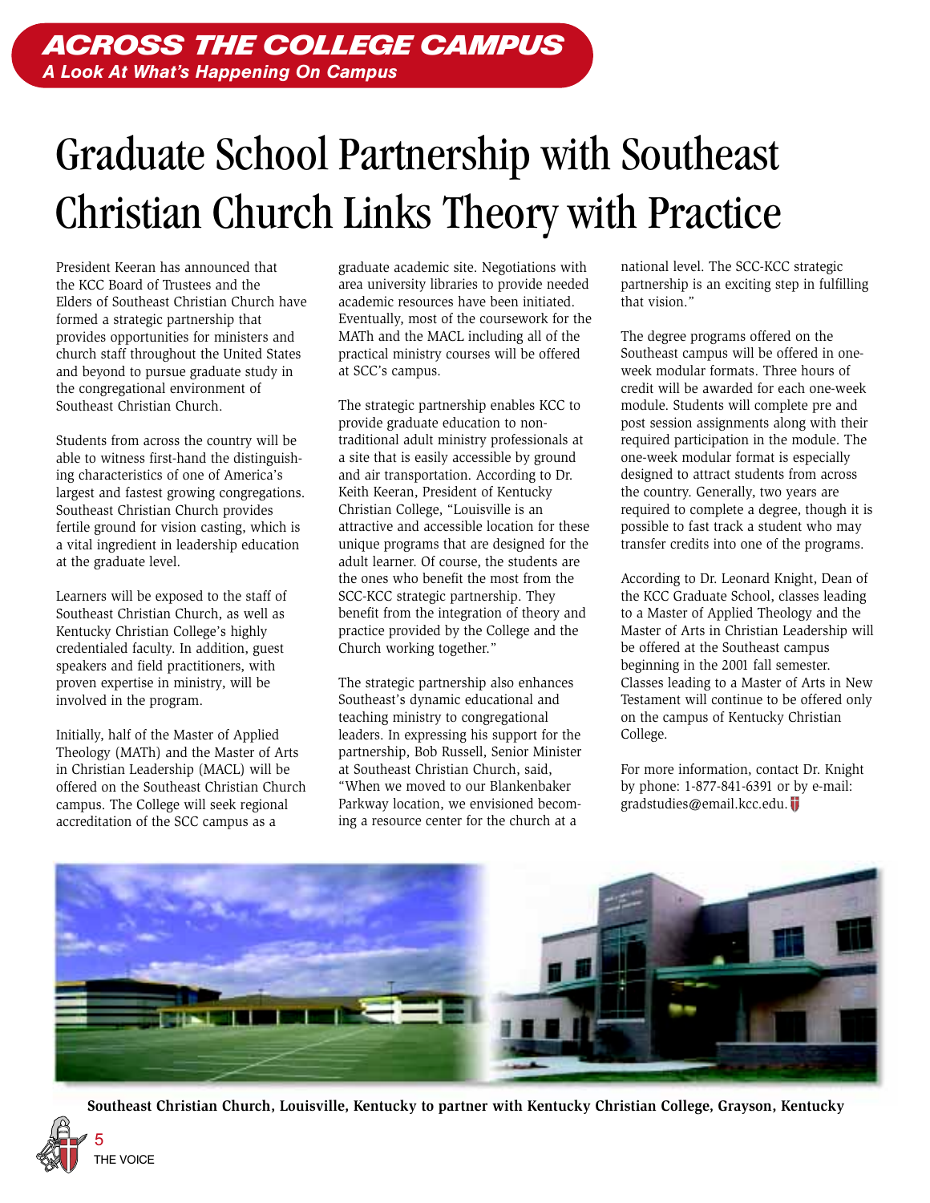## ACROSS THE COLLEGE CAMPUS
### A Look At What's Happening On Campus

# Graduate School Partnership with Southeast Christian Church Links Theory with Practice

President Keeran has announced that the KCC Board of Trustees and the Elders of Southeast Christian Church have formed a strategic partnership that provides opportunities for ministers and church staff throughout the United States and beyond to pursue graduate study in the congregational environment of Southeast Christian Church.

Students from across the country will be able to witness first-hand the distinguishing characteristics of one of America's largest and fastest growing congregations. Southeast Christian Church provides fertile ground for vision casting, which is a vital ingredient in leadership education at the graduate level.

Learners will be exposed to the staff of Southeast Christian Church, as well as Kentucky Christian College's highly credentialed faculty. In addition, guest speakers and field practitioners, with proven expertise in ministry, will be involved in the program.

Initially, half of the Master of Applied Theology (MATh) and the Master of Arts in Christian Leadership (MACL) will be offered on the Southeast Christian Church campus. The College will seek regional accreditation of the SCC campus as a graduate academic site. Negotiations with area university libraries to provide needed academic resources have been initiated. Eventually, most of the coursework for the MATh and the MACL including all of the practical ministry courses will be offered at SCC's campus.

The strategic partnership enables KCC to provide graduate education to non-traditional adult ministry professionals at a site that is easily accessible by ground and air transportation. According to Dr. Keith Keeran, President of Kentucky Christian College, "Louisville is an attractive and accessible location for these unique programs that are designed for the adult learner. Of course, the students are the ones who benefit the most from the SCC-KCC strategic partnership. They benefit from the integration of theory and practice provided by the College and the Church working together."

The strategic partnership also enhances Southeast's dynamic educational and teaching ministry to congregational leaders. In expressing his support for the partnership, Bob Russell, Senior Minister at Southeast Christian Church, said, "When we moved to our Blankenbaker Parkway location, we envisioned becoming a resource center for the church at a national level. The SCC-KCC strategic partnership is an exciting step in fulfilling that vision."

The degree programs offered on the Southeast campus will be offered in one-week modular formats. Three hours of credit will be awarded for each one-week module. Students will complete pre and post session assignments along with their required participation in the module. The one-week modular format is especially designed to attract students from across the country. Generally, two years are required to complete a degree, though it is possible to fast track a student who may transfer credits into one of the programs.

According to Dr. Leonard Knight, Dean of the KCC Graduate School, classes leading to a Master of Applied Theology and the Master of Arts in Christian Leadership will be offered at the Southeast campus beginning in the 2001 fall semester. Classes leading to a Master of Arts in New Testament will continue to be offered only on the campus of Kentucky Christian College.

For more information, contact Dr. Knight by phone: 1-877-841-6391 or by e-mail: gradstudies@email.kcc.edu.

**Southeast Christian Church, Louisville, Kentucky to partner with Kentucky Christian College, Grayson, Kentucky**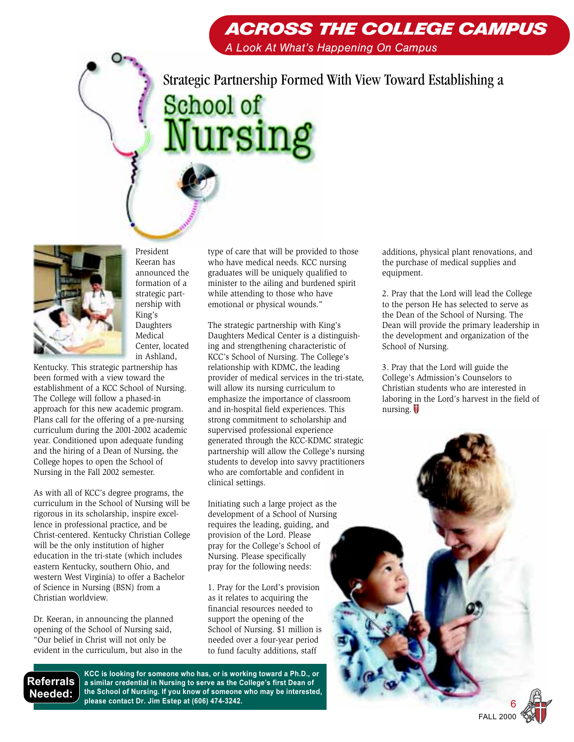## ACROSS THE COLLEGE CAMPUS

*A Look At What's Happening On Campus*

# Strategic Partnership Formed With View Toward Establishing a School of Nursing

President Keeran has announced the formation of a strategic partnership with King's Daughters Medical Center, located in Ashland, Kentucky. This strategic partnership has been formed with a view toward the establishment of a KCC School of Nursing. The College will follow a phased-in approach for this new academic program. Plans call for the offering of a pre-nursing curriculum during the 2001-2002 academic year. Conditioned upon adequate funding and the hiring of a Dean of Nursing, the College hopes to open the School of Nursing in the Fall 2002 semester.

As with all of KCC's degree programs, the curriculum in the School of Nursing will be rigorous in its scholarship, inspire excellence in professional practice, and be Christ-centered. Kentucky Christian College will be the only institution of higher education in the tri-state (which includes eastern Kentucky, southern Ohio, and western West Virginia) to offer a Bachelor of Science in Nursing (BSN) from a Christian worldview.

Dr. Keeran, in announcing the planned opening of the School of Nursing said, "Our belief in Christ will not only be evident in the curriculum, but also in the type of care that will be provided to those who have medical needs. KCC nursing graduates will be uniquely qualified to minister to the ailing and burdened spirit while attending to those who have emotional or physical wounds."

The strategic partnership with King's Daughters Medical Center is a distinguishing and strengthening characteristic of KCC's School of Nursing. The College's relationship with KDMC, the leading provider of medical services in the tri-state, will allow its nursing curriculum to emphasize the importance of classroom and in-hospital field experiences. This strong commitment to scholarship and supervised professional experience generated through the KCC-KDMC strategic partnership will allow the College's nursing students to develop into savvy practitioners who are comfortable and confident in clinical settings.

Initiating such a large project as the development of a School of Nursing requires the leading, guiding, and provision of the Lord. Please pray for the College's School of Nursing. Please specifically pray for the following needs:

1. Pray for the Lord's provision as it relates to acquiring the financial resources needed to support the opening of the School of Nursing. $1 million is needed over a four-year period to fund faculty additions, staff additions, physical plant renovations, and the purchase of medical supplies and equipment.

2. Pray that the Lord will lead the College to the person He has selected to serve as the Dean of the School of Nursing. The Dean will provide the primary leadership in the development and organization of the School of Nursing.

3. Pray that the Lord will guide the College's Admission's Counselors to Christian students who are interested in laboring in the Lord's harvest in the field of nursing.

**Referrals Needed:** **KCC is looking for someone who has, or is working toward a Ph.D., or a similar credential in Nursing to serve as the College's first Dean of the School of Nursing. If you know of someone who may be interested, please contact Dr. Jim Estep at (606) 474-3242.**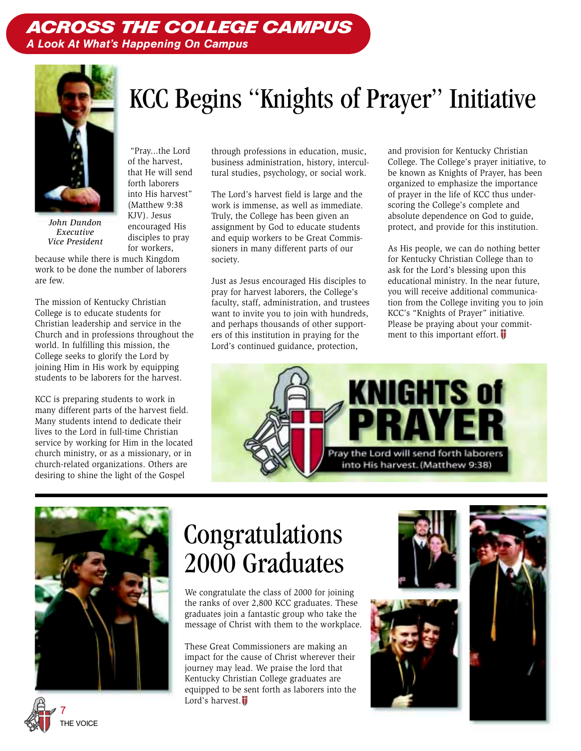## ACROSS THE COLLEGE CAMPUS

*A Look At What's Happening On Campus*

# KCC Begins "Knights of Prayer" Initiative

*John Dundon*
*Executive Vice President*

"Pray...the Lord of the harvest, that He will send forth laborers into His harvest" (Matthew 9:38 KJV). Jesus encouraged His disciples to pray for workers, because while there is much Kingdom work to be done the number of laborers are few.

The mission of Kentucky Christian College is to educate students for Christian leadership and service in the Church and in professions throughout the world. In fulfilling this mission, the College seeks to glorify the Lord by joining Him in His work by equipping students to be laborers for the harvest.

KCC is preparing students to work in many different parts of the harvest field. Many students intend to dedicate their lives to the Lord in full-time Christian service by working for Him in the located church ministry, or as a missionary, or in church-related organizations. Others are desiring to shine the light of the Gospel through professions in education, music, business administration, history, intercultural studies, psychology, or social work.

The Lord's harvest field is large and the work is immense, as well as immediate. Truly, the College has been given an assignment by God to educate students and equip workers to be Great Commissioners in many different parts of our society.

Just as Jesus encouraged His disciples to pray for harvest laborers, the College's faculty, staff, administration, and trustees want to invite you to join with hundreds, and perhaps thousands of other supporters of this institution in praying for the Lord's continued guidance, protection, and provision for Kentucky Christian College. The College's prayer initiative, to be known as Knights of Prayer, has been organized to emphasize the importance of prayer in the life of KCC thus underscoring the College's complete and absolute dependence on God to guide, protect, and provide for this institution.

As His people, we can do nothing better for Kentucky Christian College than to ask for the Lord's blessing upon this educational ministry. In the near future, you will receive additional communication from the College inviting you to join KCC's "Knights of Prayer" initiative. Please be praying about your commitment to this important effort.

**KNIGHTS of PRAYER**

Pray the Lord will send forth laborers into His harvest. (Matthew 9:38)

# Congratulations 2000 Graduates

We congratulate the class of 2000 for joining the ranks of over 2,800 KCC graduates. These graduates join a fantastic group who take the message of Christ with them to the workplace.

These Great Commissioners are making an impact for the cause of Christ wherever their journey may lead. We praise the lord that Kentucky Christian College graduates are equipped to be sent forth as laborers into the Lord's harvest.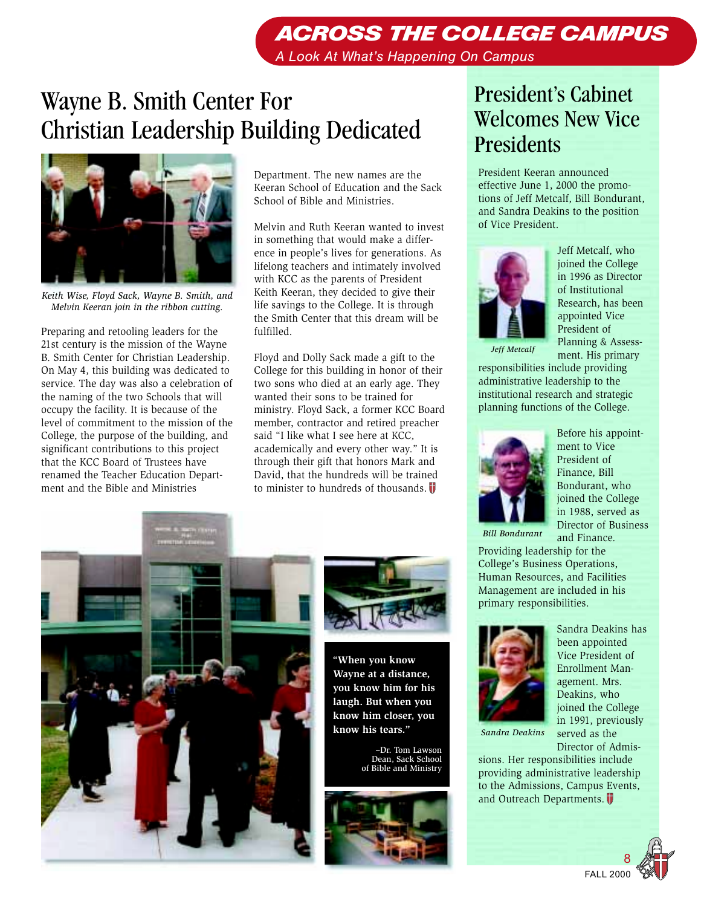# ACROSS THE COLLEGE CAMPUS

*A Look At What's Happening On Campus*

## Wayne B. Smith Center For Christian Leadership Building Dedicated

*Keith Wise, Floyd Sack, Wayne B. Smith, and Melvin Keeran join in the ribbon cutting.*

Preparing and retooling leaders for the 21st century is the mission of the Wayne B. Smith Center for Christian Leadership. On May 4, this building was dedicated to service. The day was also a celebration of the naming of the two Schools that will occupy the facility. It is because of the level of commitment to the mission of the College, the purpose of the building, and significant contributions to this project that the KCC Board of Trustees have renamed the Teacher Education Department and the Bible and Ministries Department. The new names are the Keeran School of Education and the Sack School of Bible and Ministries.

Melvin and Ruth Keeran wanted to invest in something that would make a difference in people's lives for generations. As lifelong teachers and intimately involved with KCC as the parents of President Keith Keeran, they decided to give their life savings to the College. It is through the Smith Center that this dream will be fulfilled.

Floyd and Dolly Sack made a gift to the College for this building in honor of their two sons who died at an early age. They wanted their sons to be trained for ministry. Floyd Sack, a former KCC Board member, contractor and retired preacher said "I like what I see here at KCC, academically and every other way." It is through their gift that honors Mark and David, that the hundreds will be trained to minister to hundreds of thousands.

**"When you know Wayne at a distance, you know him for his laugh. But when you know him closer, you know his tears."**

–Dr. Tom Lawson
Dean, Sack School of Bible and Ministry

## President's Cabinet Welcomes New Vice Presidents

President Keeran announced effective June 1, 2000 the promotions of Jeff Metcalf, Bill Bondurant, and Sandra Deakins to the position of Vice President.

*Jeff Metcalf*

Jeff Metcalf, who joined the College in 1996 as Director of Institutional Research, has been appointed Vice President of Planning & Assessment. His primary responsibilities include providing administrative leadership to the institutional research and strategic planning functions of the College.

*Bill Bondurant*

Before his appointment to Vice President of Finance, Bill Bondurant, who joined the College in 1988, served as Director of Business and Finance. Providing leadership for the College's Business Operations, Human Resources, and Facilities Management are included in his primary responsibilities.

*Sandra Deakins*

Sandra Deakins has been appointed Vice President of Enrollment Management. Mrs. Deakins, who joined the College in 1991, previously served as the Director of Admissions. Her responsibilities include providing administrative leadership to the Admissions, Campus Events, and Outreach Departments.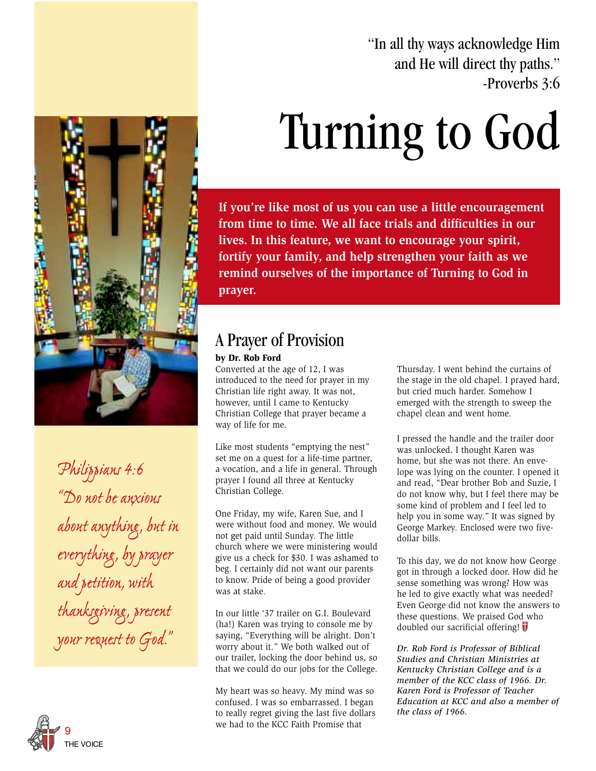"In all thy ways acknowledge Him
and He will direct thy paths."
-Proverbs 3:6

# Turning to God

**If you're like most of us you can use a little encouragement from time to time. We all face trials and difficulties in our lives. In this feature, we want to encourage your spirit, fortify your family, and help strengthen your faith as we remind ourselves of the importance of Turning to God in prayer.**

*Philippians 4:6*
*"Do not be anxious about anything, but in everything, by prayer and petition, with thanksgiving, present your request to God."*

## A Prayer of Provision

**by Dr. Rob Ford**

Converted at the age of 12, I was introduced to the need for prayer in my Christian life right away. It was not, however, until I came to Kentucky Christian College that prayer became a way of life for me.

Like most students "emptying the nest" set me on a quest for a life-time partner, a vocation, and a life in general. Through prayer I found all three at Kentucky Christian College.

One Friday, my wife, Karen Sue, and I were without food and money. We would not get paid until Sunday. The little church where we were ministering would give us a check for $30. I was ashamed to beg. I certainly did not want our parents to know. Pride of being a good provider was at stake.

In our little '37 trailer on G.I. Boulevard (ha!) Karen was trying to console me by saying, "Everything will be alright. Don't worry about it." We both walked out of our trailer, locking the door behind us, so that we could do our jobs for the College.

My heart was so heavy. My mind was so confused. I was so embarrassed. I began to really regret giving the last five dollars we had to the KCC Faith Promise that Thursday. I went behind the curtains of the stage in the old chapel. I prayed hard, but cried much harder. Somehow I emerged with the strength to sweep the chapel clean and went home.

I pressed the handle and the trailer door was unlocked. I thought Karen was home, but she was not there. An envelope was lying on the counter. I opened it and read, "Dear brother Bob and Suzie, I do not know why, but I feel there may be some kind of problem and I feel led to help you in some way." It was signed by George Markey. Enclosed were two five-dollar bills.

To this day, we do not know how George got in through a locked door. How did he sense something was wrong? How was he led to give exactly what was needed? Even George did not know the answers to these questions. We praised God who doubled our sacrificial offering!

*Dr. Rob Ford is Professor of Biblical Studies and Christian Ministries at Kentucky Christian College and is a member of the KCC class of 1966. Dr. Karen Ford is Professor of Teacher Education at KCC and also a member of the class of 1966.*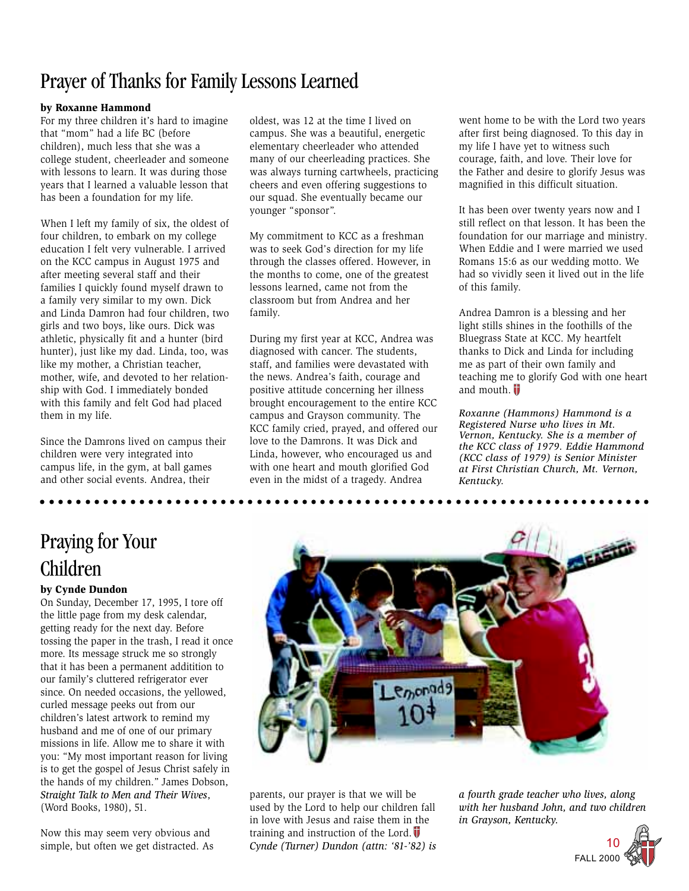# Prayer of Thanks for Family Lessons Learned

**by Roxanne Hammond**

For my three children it's hard to imagine that "mom" had a life BC (before children), much less that she was a college student, cheerleader and someone with lessons to learn. It was during those years that I learned a valuable lesson that has been a foundation for my life.

When I left my family of six, the oldest of four children, to embark on my college education I felt very vulnerable. I arrived on the KCC campus in August 1975 and after meeting several staff and their families I quickly found myself drawn to a family very similar to my own. Dick and Linda Damron had four children, two girls and two boys, like ours. Dick was athletic, physically fit and a hunter (bird hunter), just like my dad. Linda, too, was like my mother, a Christian teacher, mother, wife, and devoted to her relationship with God. I immediately bonded with this family and felt God had placed them in my life.

Since the Damrons lived on campus their children were very integrated into campus life, in the gym, at ball games and other social events. Andrea, their oldest, was 12 at the time I lived on campus. She was a beautiful, energetic elementary cheerleader who attended many of our cheerleading practices. She was always turning cartwheels, practicing cheers and even offering suggestions to our squad. She eventually became our younger "sponsor".

My commitment to KCC as a freshman was to seek God's direction for my life through the classes offered. However, in the months to come, one of the greatest lessons learned, came not from the classroom but from Andrea and her family.

During my first year at KCC, Andrea was diagnosed with cancer. The students, staff, and families were devastated with the news. Andrea's faith, courage and positive attitude concerning her illness brought encouragement to the entire KCC campus and Grayson community. The KCC family cried, prayed, and offered our love to the Damrons. It was Dick and Linda, however, who encouraged us and with one heart and mouth glorified God even in the midst of a tragedy. Andrea went home to be with the Lord two years after first being diagnosed. To this day in my life I have yet to witness such courage, faith, and love. Their love for the Father and desire to glorify Jesus was magnified in this difficult situation.

It has been over twenty years now and I still reflect on that lesson. It has been the foundation for our marriage and ministry. When Eddie and I were married we used Romans 15:6 as our wedding motto. We had so vividly seen it lived out in the life of this family.

Andrea Damron is a blessing and her light stills shines in the foothills of the Bluegrass State at KCC. My heartfelt thanks to Dick and Linda for including me as part of their own family and teaching me to glorify God with one heart and mouth.

*Roxanne (Hammons) Hammond is a Registered Nurse who lives in Mt. Vernon, Kentucky. She is a member of the KCC class of 1979. Eddie Hammond (KCC class of 1979) is Senior Minister at First Christian Church, Mt. Vernon, Kentucky.*

# Praying for Your Children

**by Cynde Dundon**

On Sunday, December 17, 1995, I tore off the little page from my desk calendar, getting ready for the next day. Before tossing the paper in the trash, I read it once more. Its message struck me so strongly that it has been a permanent additition to our family's cluttered refrigerator ever since. On needed occasions, the yellowed, curled message peeks out from our children's latest artwork to remind my husband and me of one of our primary missions in life. Allow me to share it with you: "My most important reason for living is to get the gospel of Jesus Christ safely in the hands of my children." James Dobson, *Straight Talk to Men and Their Wives*, (Word Books, 1980), 51.

Now this may seem very obvious and simple, but often we get distracted. As parents, our prayer is that we will be used by the Lord to help our children fall in love with Jesus and raise them in the training and instruction of the Lord.

*Cynde (Turner) Dundon (attn: '81-'82) is a fourth grade teacher who lives, along with her husband John, and two children in Grayson, Kentucky.*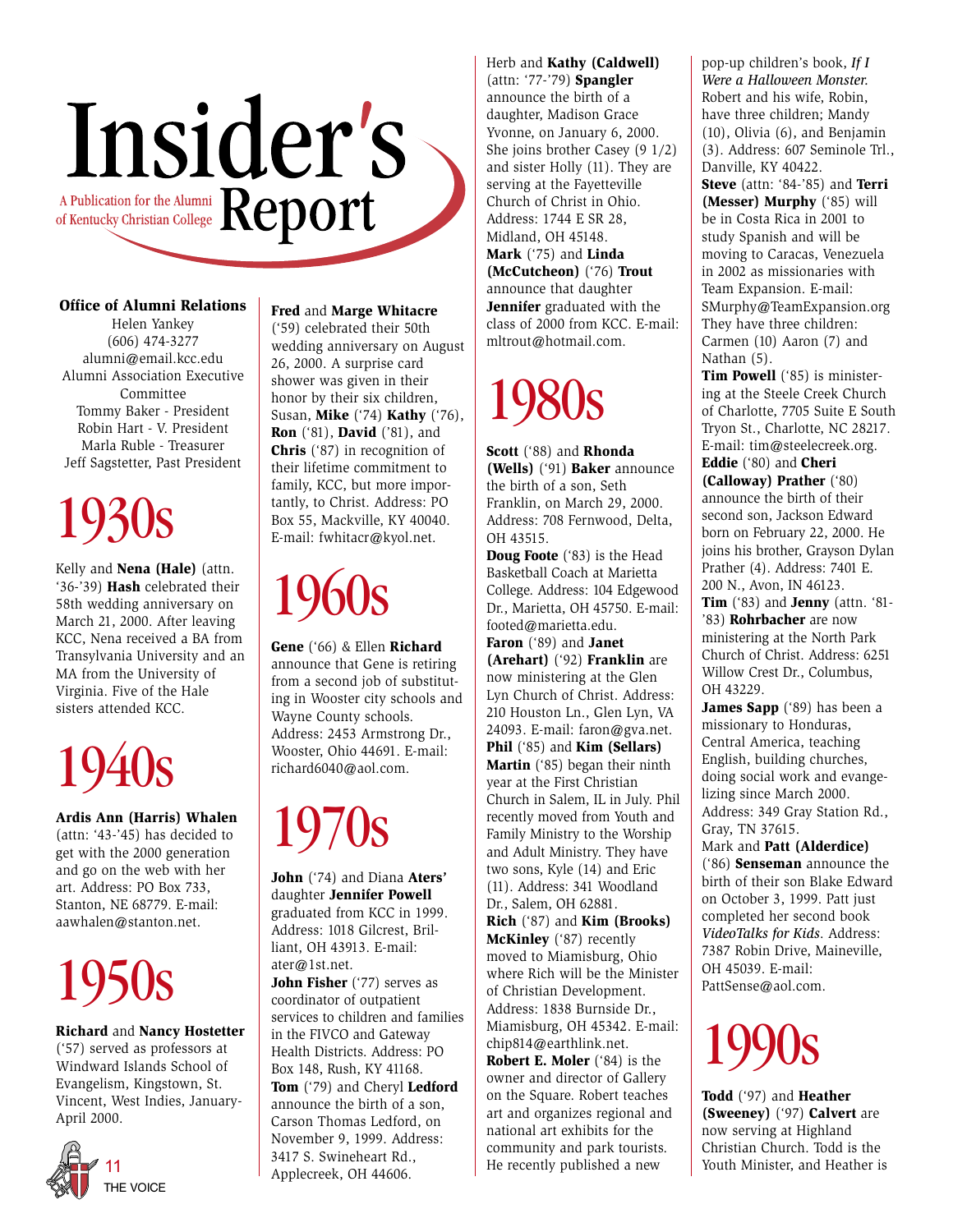# Insider's Report

A Publication for the Alumni of Kentucky Christian College

**Office of Alumni Relations**
Helen Yankey
(606) 474-3277
alumni@email.kcc.edu
Alumni Association Executive Committee
Tommy Baker - President
Robin Hart - V. President
Marla Ruble - Treasurer
Jeff Sagstetter, Past President

## 1930s

Kelly and **Nena (Hale)** (attn. '36-'39) **Hash** celebrated their 58th wedding anniversary on March 21, 2000. After leaving KCC, Nena received a BA from Transylvania University and an MA from the University of Virginia. Five of the Hale sisters attended KCC.

## 1940s

**Ardis Ann (Harris) Whalen** (attn: '43-'45) has decided to get with the 2000 generation and go on the web with her art. Address: PO Box 733, Stanton, NE 68779. E-mail: aawhalen@stanton.net.

## 1950s

**Richard** and **Nancy Hostetter** ('57) served as professors at Windward Islands School of Evangelism, Kingstown, St. Vincent, West Indies, January-April 2000.

**Fred** and **Marge Whitacre** ('59) celebrated their 50th wedding anniversary on August 26, 2000. A surprise card shower was given in their honor by their six children, Susan, **Mike** ('74) **Kathy** ('76), **Ron** ('81), **David** ('81), and **Chris** ('87) in recognition of their lifetime commitment to family, KCC, but more importantly, to Christ. Address: PO Box 55, Mackville, KY 40040. E-mail: fwhitacr@kyol.net.

## 1960s

**Gene** ('66) & Ellen **Richard** announce that Gene is retiring from a second job of substituting in Wooster city schools and Wayne County schools. Address: 2453 Armstrong Dr., Wooster, Ohio 44691. E-mail: richard6040@aol.com.

## 1970s

**John** ('74) and Diana **Aters'** daughter **Jennifer Powell** graduated from KCC in 1999. Address: 1018 Gilcrest, Brilliant, OH 43913. E-mail: ater@1st.net.

**John Fisher** ('77) serves as coordinator of outpatient services to children and families in the FIVCO and Gateway Health Districts. Address: PO Box 148, Rush, KY 41168.

**Tom** ('79) and Cheryl **Ledford** announce the birth of a son, Carson Thomas Ledford, on November 9, 1999. Address: 3417 S. Swineheart Rd., Applecreek, OH 44606.

Herb and **Kathy (Caldwell)** (attn: '77-'79) **Spangler** announce the birth of a daughter, Madison Grace Yvonne, on January 6, 2000. She joins brother Casey (9 1/2) and sister Holly (11). They are serving at the Fayetteville Church of Christ in Ohio. Address: 1744 E SR 28, Midland, OH 45148.

**Mark** ('75) and **Linda (McCutcheon)** ('76) **Trout** announce that daughter **Jennifer** graduated with the class of 2000 from KCC. E-mail: mltrout@hotmail.com.

## 1980s

**Scott** ('88) and **Rhonda (Wells)** ('91) **Baker** announce the birth of a son, Seth Franklin, on March 29, 2000. Address: 708 Fernwood, Delta, OH 43515.

**Doug Foote** ('83) is the Head Basketball Coach at Marietta College. Address: 104 Edgewood Dr., Marietta, OH 45750. E-mail: footed@marietta.edu.

**Faron** ('89) and **Janet (Arehart)** ('92) **Franklin** are now ministering at the Glen Lyn Church of Christ. Address: 210 Houston Ln., Glen Lyn, VA 24093. E-mail: faron@gva.net.

**Phil** ('85) and **Kim (Sellars) Martin** ('85) began their ninth year at the First Christian Church in Salem, IL in July. Phil recently moved from Youth and Family Ministry to the Worship and Adult Ministry. They have two sons, Kyle (14) and Eric (11). Address: 341 Woodland Dr., Salem, OH 62881.

**Rich** ('87) and **Kim (Brooks) McKinley** ('87) recently moved to Miamisburg, Ohio where Rich will be the Minister of Christian Development. Address: 1838 Burnside Dr., Miamisburg, OH 45342. E-mail: chip814@earthlink.net.

**Robert E. Moler** ('84) is the owner and director of Gallery on the Square. Robert teaches art and organizes regional and national art exhibits for the community and park tourists. He recently published a new pop-up children's book, *If I Were a Halloween Monster.* Robert and his wife, Robin, have three children; Mandy (10), Olivia (6), and Benjamin (3). Address: 607 Seminole Trl., Danville, KY 40422.

**Steve** (attn: '84-'85) and **Terri (Messer) Murphy** ('85) will be in Costa Rica in 2001 to study Spanish and will be moving to Caracas, Venezuela in 2002 as missionaries with Team Expansion. E-mail: SMurphy@TeamExpansion.org They have three children: Carmen (10) Aaron (7) and Nathan (5).

**Tim Powell** ('85) is ministering at the Steele Creek Church of Charlotte, 7705 Suite E South Tryon St., Charlotte, NC 28217. E-mail: tim@steelecreek.org.

**Eddie** ('80) and **Cheri (Calloway) Prather** ('80) announce the birth of their second son, Jackson Edward born on February 22, 2000. He joins his brother, Grayson Dylan Prather (4). Address: 7401 E. 200 N., Avon, IN 46123.

**Tim** ('83) and **Jenny** (attn. '81-'83) **Rohrbacher** are now ministering at the North Park Church of Christ. Address: 6251 Willow Crest Dr., Columbus, OH 43229.

**James Sapp** ('89) has been a missionary to Honduras, Central America, teaching English, building churches, doing social work and evangelizing since March 2000. Address: 349 Gray Station Rd., Gray, TN 37615.

Mark and **Patt (Alderdice)** ('86) **Senseman** announce the birth of their son Blake Edward on October 3, 1999. Patt just completed her second book *VideoTalks for Kids*. Address: 7387 Robin Drive, Maineville, OH 45039. E-mail: PattSense@aol.com.

## 1990s

**Todd** ('97) and **Heather (Sweeney)** ('97) **Calvert** are now serving at Highland Christian Church. Todd is the Youth Minister, and Heather is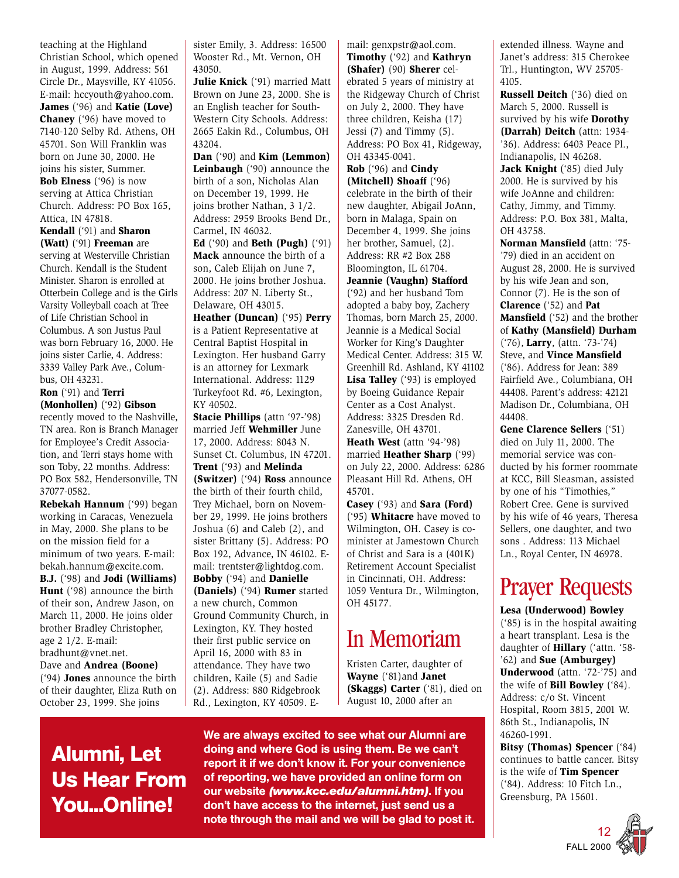teaching at the Highland Christian School, which opened in August, 1999. Address: 561 Circle Dr., Maysville, KY 41056. E-mail: hccyouth@yahoo.com.

**James** ('96) and **Katie (Love) Chaney** ('96) have moved to 7140-120 Selby Rd. Athens, OH 45701. Son Will Franklin was born on June 30, 2000. He joins his sister, Summer.

**Bob Elness** ('96) is now serving at Attica Christian Church. Address: PO Box 165, Attica, IN 47818.

**Kendall** ('91) and **Sharon (Watt)** ('91) **Freeman** are serving at Westerville Christian Church. Kendall is the Student Minister. Sharon is enrolled at Otterbein College and is the Girls Varsity Volleyball coach at Tree of Life Christian School in Columbus. A son Justus Paul was born February 16, 2000. He joins sister Carlie, 4. Address: 3339 Valley Park Ave., Columbus, OH 43231.

**Ron** ('91) and **Terri (Monhollen)** ('92) **Gibson** recently moved to the Nashville, TN area. Ron is Branch Manager for Employee's Credit Association, and Terri stays home with son Toby, 22 months. Address: PO Box 582, Hendersonville, TN 37077-0582.

**Rebekah Hannum** ('99) began working in Caracas, Venezuela in May, 2000. She plans to be on the mission field for a minimum of two years. E-mail: bekah.hannum@excite.com.

**B.J.** ('98) and **Jodi (Williams) Hunt** ('98) announce the birth of their son, Andrew Jason, on March 11, 2000. He joins older brother Bradley Christopher, age 2 1/2. E-mail: bradhunt@vnet.net.

Dave and **Andrea (Boone)** ('94) **Jones** announce the birth of their daughter, Eliza Ruth on October 23, 1999. She joins sister Emily, 3. Address: 16500 Wooster Rd., Mt. Vernon, OH 43050.

**Julie Knick** ('91) married Matt Brown on June 23, 2000. She is an English teacher for South-Western City Schools. Address: 2665 Eakin Rd., Columbus, OH 43204.

**Dan** ('90) and **Kim (Lemmon) Leinbaugh** ('90) announce the birth of a son, Nicholas Alan on December 19, 1999. He joins brother Nathan, 3 1/2. Address: 2959 Brooks Bend Dr., Carmel, IN 46032.

**Ed** ('90) and **Beth (Pugh)** ('91) **Mack** announce the birth of a son, Caleb Elijah on June 7, 2000. He joins brother Joshua. Address: 207 N. Liberty St., Delaware, OH 43015.

**Heather (Duncan)** ('95) **Perry** is a Patient Representative at Central Baptist Hospital in Lexington. Her husband Garry is an attorney for Lexmark International. Address: 1129 Turkeyfoot Rd. #6, Lexington, KY 40502.

**Stacie Phillips** (attn '97-'98) married Jeff **Wehmiller** June 17, 2000. Address: 8043 N. Sunset Ct. Columbus, IN 47201.

**Trent** ('93) and **Melinda (Switzer)** ('94) **Ross** announce the birth of their fourth child, Trey Michael, born on November 29, 1999. He joins brothers Joshua (6) and Caleb (2), and sister Brittany (5). Address: PO Box 192, Advance, IN 46102. E-mail: trentster@lightdog.com.

**Bobby** ('94) and **Danielle (Daniels)** ('94) **Rumer** started a new church, Common Ground Community Church, in Lexington, KY. They hosted their first public service on April 16, 2000 with 83 in attendance. They have two children, Kaile (5) and Sadie (2). Address: 880 Ridgebrook Rd., Lexington, KY 40509. E-mail: genxpstr@aol.com.

**Timothy** ('92) and **Kathryn (Shafer)** (90) **Sherer** celebrated 5 years of ministry at the Ridgeway Church of Christ on July 2, 2000. They have three children, Keisha (17) Jessi (7) and Timmy (5). Address: PO Box 41, Ridgeway, OH 43345-0041.

**Rob** ('96) and **Cindy (Mitchell) Shoaff** ('96) celebrate in the birth of their new daughter, Abigail JoAnn, born in Malaga, Spain on December 4, 1999. She joins her brother, Samuel, (2). Address: RR #2 Box 288 Bloomington, IL 61704.

**Jeannie (Vaughn) Stafford** ('92) and her husband Tom adopted a baby boy, Zachery Thomas, born March 25, 2000. Jeannie is a Medical Social Worker for King's Daughter Medical Center. Address: 315 W. Greenhill Rd. Ashland, KY 41102

**Lisa Talley** ('93) is employed by Boeing Guidance Repair Center as a Cost Analyst. Address: 3325 Dresden Rd. Zanesville, OH 43701.

**Heath West** (attn '94-'98) married **Heather Sharp** ('99) on July 22, 2000. Address: 6286 Pleasant Hill Rd. Athens, OH 45701.

**Casey** ('93) and **Sara (Ford)** ('95) **Whitacre** have moved to Wilmington, OH. Casey is co-minister at Jamestown Church of Christ and Sara is a (401K) Retirement Account Specialist in Cincinnati, OH. Address: 1059 Ventura Dr., Wilmington, OH 45177.

# In Memoriam

Kristen Carter, daughter of **Wayne** ('81)and **Janet (Skaggs) Carter** ('81), died on August 10, 2000 after an extended illness. Wayne and Janet's address: 315 Cherokee Trl., Huntington, WV 25705-4105.

**Russell Deitch** ('36) died on March 5, 2000. Russell is survived by his wife **Dorothy (Darrah) Deitch** (attn: 1934-'36). Address: 6403 Peace Pl., Indianapolis, IN 46268.

**Jack Knight** ('85) died July 2000. He is survived by his wife JoAnne and children: Cathy, Jimmy, and Timmy. Address: P.O. Box 381, Malta, OH 43758.

**Norman Mansfield** (attn: '75-'79) died in an accident on August 28, 2000. He is survived by his wife Jean and son, Connor (7). He is the son of **Clarence** ('52) and **Pat Mansfield** ('52) and the brother of **Kathy (Mansfield) Durham** ('76), **Larry**, (attn. '73-'74) Steve, and **Vince Mansfield** ('86). Address for Jean: 389 Fairfield Ave., Columbiana, OH 44408. Parent's address: 42121 Madison Dr., Columbiana, OH 44408.

**Gene Clarence Sellers** ('51) died on July 11, 2000. The memorial service was conducted by his former roommate at KCC, Bill Sleasman, assisted by one of his "Timothies," Robert Cree. Gene is survived by his wife of 46 years, Theresa Sellers, one daughter, and two sons . Address: 113 Michael Ln., Royal Center, IN 46978.

# Prayer Requests

**Lesa (Underwood) Bowley** ('85) is in the hospital awaiting a heart transplant. Lesa is the daughter of **Hillary** ('attn. '58-'62) and **Sue (Amburgey) Underwood** (attn. '72-'75) and the wife of **Bill Bowley** ('84). Address: c/o St. Vincent Hospital, Room 3815, 2001 W. 86th St., Indianapolis, IN 46260-1991.

**Bitsy (Thomas) Spencer** ('84) continues to battle cancer. Bitsy is the wife of **Tim Spencer** ('84). Address: 10 Fitch Ln., Greensburg, PA 15601.

## Alumni, Let Us Hear From You...Online!

**We are always excited to see what our Alumni are doing and where God is using them. Be we can't report it if we don't know it. For your convenience of reporting, we have provided an online form on our website *(www.kcc.edu/alumni.htm)*. If you don't have access to the internet, just send us a note through the mail and we will be glad to post it.**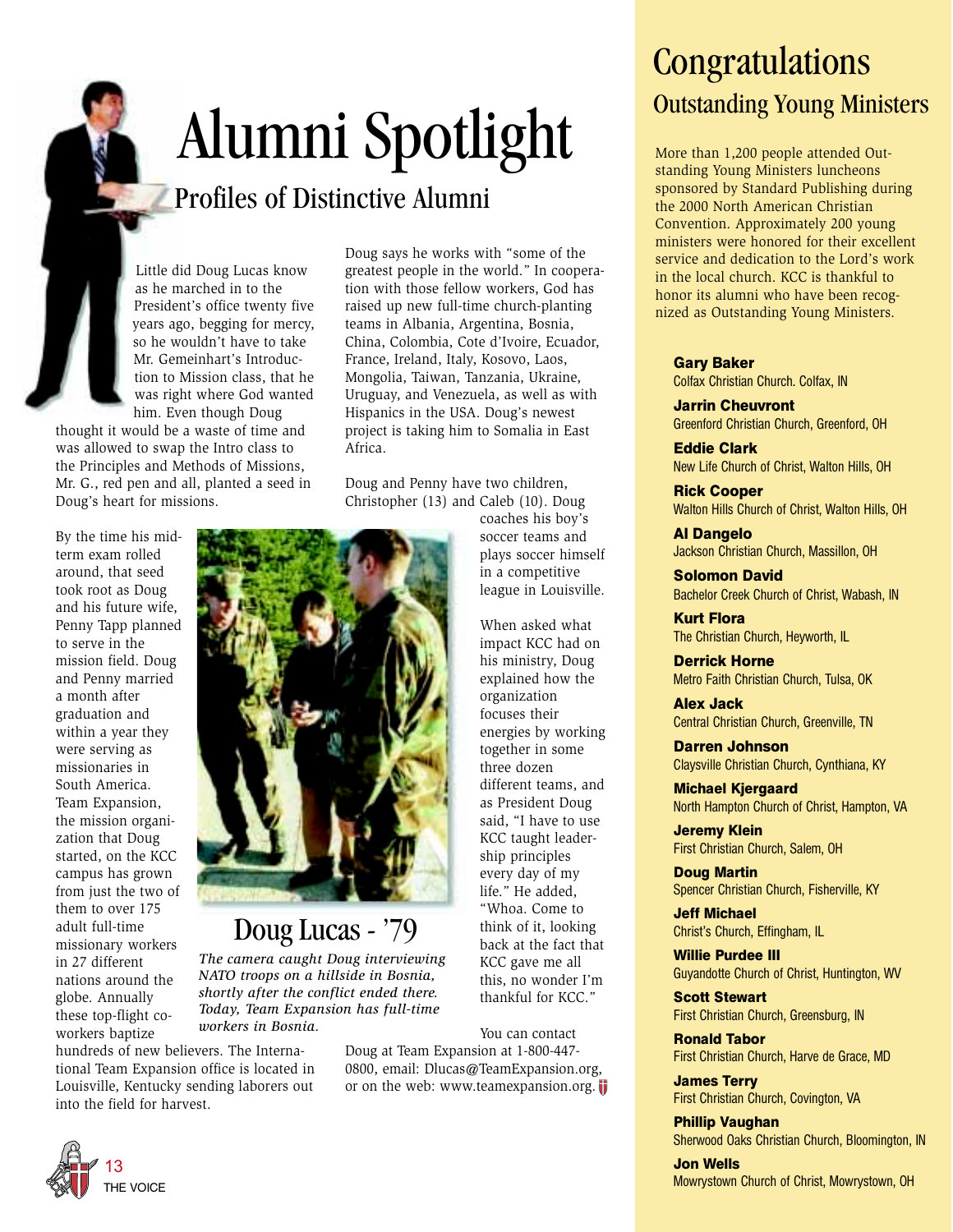# Alumni Spotlight

## Profiles of Distinctive Alumni

Little did Doug Lucas know as he marched in to the President's office twenty five years ago, begging for mercy, so he wouldn't have to take Mr. Gemeinhart's Introduction to Mission class, that he was right where God wanted him. Even though Doug thought it would be a waste of time and was allowed to swap the Intro class to the Principles and Methods of Missions, Mr. G., red pen and all, planted a seed in Doug's heart for missions.

By the time his midterm exam rolled around, that seed took root as Doug and his future wife, Penny Tapp planned to serve in the mission field. Doug and Penny married a month after graduation and within a year they were serving as missionaries in South America. Team Expansion, the mission organization that Doug started, on the KCC campus has grown from just the two of them to over 175 adult full-time missionary workers in 27 different nations around the globe. Annually these top-flight coworkers baptize hundreds of new believers. The International Team Expansion office is located in Louisville, Kentucky sending laborers out into the field for harvest.

### Doug Lucas - '79

*The camera caught Doug interviewing NATO troops on a hillside in Bosnia, shortly after the conflict ended there. Today, Team Expansion has full-time workers in Bosnia.*

Doug says he works with "some of the greatest people in the world." In cooperation with those fellow workers, God has raised up new full-time church-planting teams in Albania, Argentina, Bosnia, China, Colombia, Cote d'Ivoire, Ecuador, France, Ireland, Italy, Kosovo, Laos, Mongolia, Taiwan, Tanzania, Ukraine, Uruguay, and Venezuela, as well as with Hispanics in the USA. Doug's newest project is taking him to Somalia in East Africa.

Doug and Penny have two children, Christopher (13) and Caleb (10). Doug coaches his boy's soccer teams and plays soccer himself in a competitive league in Louisville.

When asked what impact KCC had on his ministry, Doug explained how the organization focuses their energies by working together in some three dozen different teams, and as President Doug said, "I have to use KCC taught leadership principles every day of my life." He added, "Whoa. Come to think of it, looking back at the fact that KCC gave me all this, no wonder I'm thankful for KCC."

You can contact Doug at Team Expansion at 1-800-447-0800, email: Dlucas@TeamExpansion.org, or on the web: www.teamexpansion.org.

# Congratulations

## Outstanding Young Ministers

More than 1,200 people attended Outstanding Young Ministers luncheons sponsored by Standard Publishing during the 2000 North American Christian Convention. Approximately 200 young ministers were honored for their excellent service and dedication to the Lord's work in the local church. KCC is thankful to honor its alumni who have been recognized as Outstanding Young Ministers.

**Gary Baker**
Colfax Christian Church. Colfax, IN

**Jarrin Cheuvront**
Greenford Christian Church, Greenford, OH

**Eddie Clark**
New Life Church of Christ, Walton Hills, OH

**Rick Cooper**
Walton Hills Church of Christ, Walton Hills, OH

**Al Dangelo**
Jackson Christian Church, Massillon, OH

**Solomon David**
Bachelor Creek Church of Christ, Wabash, IN

**Kurt Flora**
The Christian Church, Heyworth, IL

**Derrick Horne**
Metro Faith Christian Church, Tulsa, OK

**Alex Jack**
Central Christian Church, Greenville, TN

**Darren Johnson**
Claysville Christian Church, Cynthiana, KY

**Michael Kjergaard**
North Hampton Church of Christ, Hampton, VA

**Jeremy Klein**
First Christian Church, Salem, OH

**Doug Martin**
Spencer Christian Church, Fisherville, KY

**Jeff Michael**
Christ's Church, Effingham, IL

**Willie Purdee III**
Guyandotte Church of Christ, Huntington, WV

**Scott Stewart**
First Christian Church, Greensburg, IN

**Ronald Tabor**
First Christian Church, Harve de Grace, MD

**James Terry**
First Christian Church, Covington, VA

**Phillip Vaughan**
Sherwood Oaks Christian Church, Bloomington, IN

**Jon Wells**
Mowrystown Church of Christ, Mowrystown, OH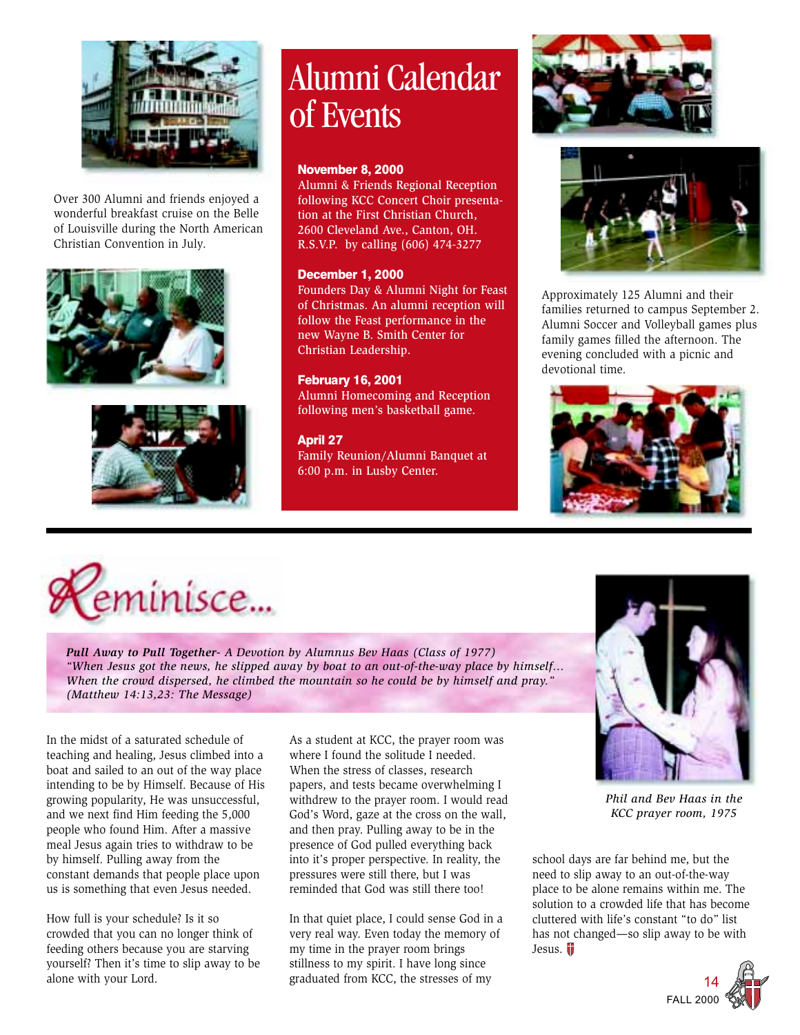Over 300 Alumni and friends enjoyed a wonderful breakfast cruise on the Belle of Louisville during the North American Christian Convention in July.

# Alumni Calendar of Events

**November 8, 2000**
Alumni & Friends Regional Reception following KCC Concert Choir presentation at the First Christian Church, 2600 Cleveland Ave., Canton, OH. R.S.V.P. by calling (606) 474-3277

**December 1, 2000**
Founders Day & Alumni Night for Feast of Christmas. An alumni reception will follow the Feast performance in the new Wayne B. Smith Center for Christian Leadership.

**February 16, 2001**
Alumni Homecoming and Reception following men's basketball game.

**April 27**
Family Reunion/Alumni Banquet at 6:00 p.m. in Lusby Center.

Approximately 125 Alumni and their families returned to campus September 2. Alumni Soccer and Volleyball games plus family games filled the afternoon. The evening concluded with a picnic and devotional time.

# Reminisce...

***Pull Away to Pull Together****- A Devotion by Alumnus Bev Haas (Class of 1977)*
*"When Jesus got the news, he slipped away by boat to an out-of-the-way place by himself... When the crowd dispersed, he climbed the mountain so he could be by himself and pray." (Matthew 14:13,23: The Message)*

In the midst of a saturated schedule of teaching and healing, Jesus climbed into a boat and sailed to an out of the way place intending to be by Himself. Because of His growing popularity, He was unsuccessful, and we next find Him feeding the 5,000 people who found Him. After a massive meal Jesus again tries to withdraw to be by himself. Pulling away from the constant demands that people place upon us is something that even Jesus needed.

How full is your schedule? Is it so crowded that you can no longer think of feeding others because you are starving yourself? Then it's time to slip away to be alone with your Lord.

As a student at KCC, the prayer room was where I found the solitude I needed. When the stress of classes, research papers, and tests became overwhelming I withdrew to the prayer room. I would read God's Word, gaze at the cross on the wall, and then pray. Pulling away to be in the presence of God pulled everything back into it's proper perspective. In reality, the pressures were still there, but I was reminded that God was still there too!

In that quiet place, I could sense God in a very real way. Even today the memory of my time in the prayer room brings stillness to my spirit. I have long since graduated from KCC, the stresses of my school days are far behind me, but the need to slip away to an out-of-the-way place to be alone remains within me. The solution to a crowded life that has become cluttered with life's constant "to do" list has not changed—so slip away to be with Jesus.

*Phil and Bev Haas in the KCC prayer room, 1975*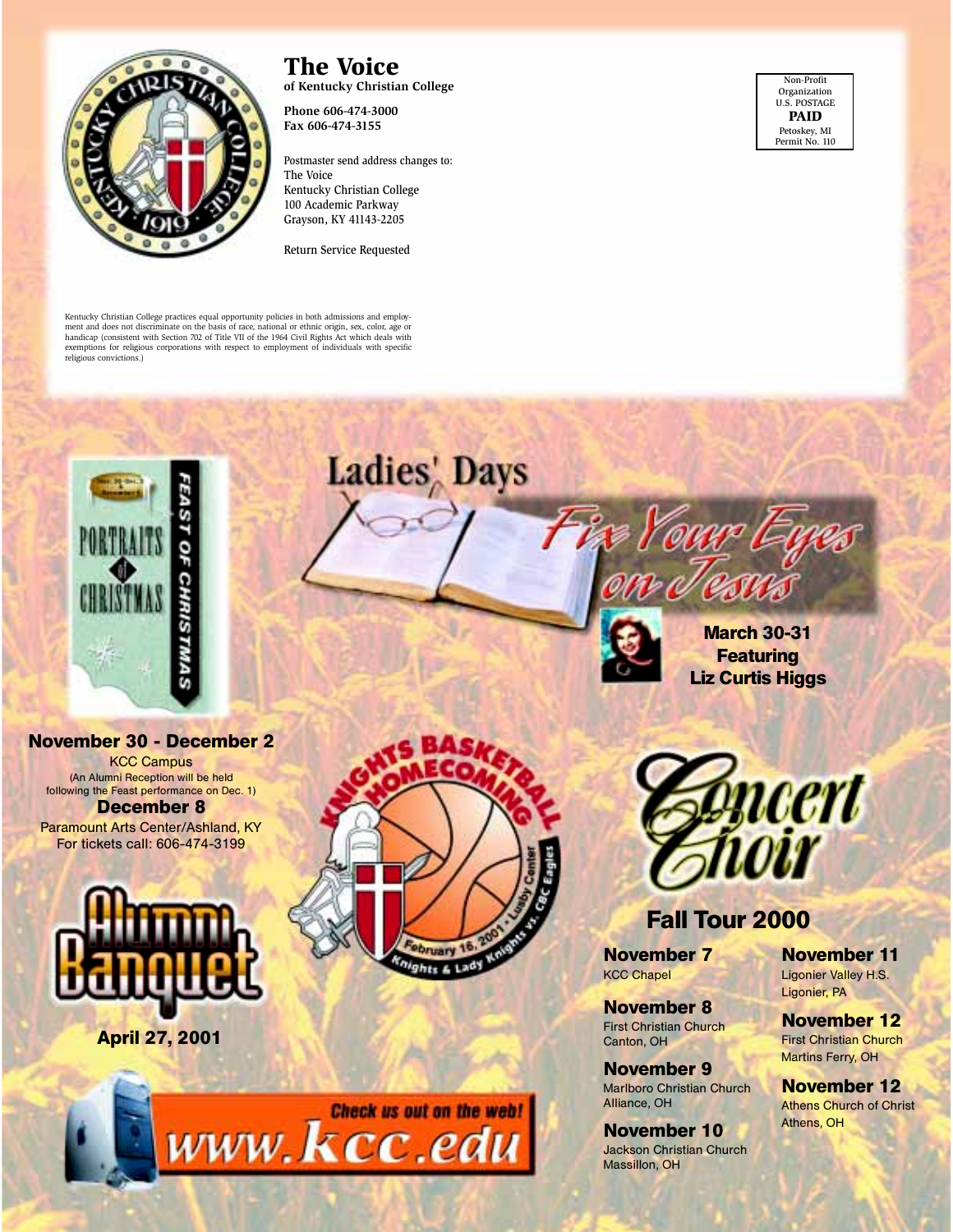# The Voice

**of Kentucky Christian College**

**Phone 606-474-3000**
**Fax 606-474-3155**

Postmaster send address changes to:
The Voice
Kentucky Christian College
100 Academic Parkway
Grayson, KY 41143-2205

Return Service Requested

Non-Profit Organization
U.S. POSTAGE
**PAID**
Petoskey, MI
Permit No. 110

Kentucky Christian College practices equal opportunity policies in both admissions and employment and does not discriminate on the basis of race, national or ethnic origin, sex, color, age or handicap (consistent with Section 702 of Title VII of the 1964 Civil Rights Act which deals with exemptions for religious corporations with respect to employment of individuals with specific religious convictions.)

## Portraits of Christmas – Feast of Christmas

**November 30 - December 2**
KCC Campus
(An Alumni Reception will be held following the Feast performance on Dec. 1)

**December 8**
Paramount Arts Center/Ashland, KY
For tickets call: 606-474-3199

## Ladies' Days

*Fix Your Eyes on Jesus*

**March 30-31**
**Featuring**
**Liz Curtis Higgs**

## Knights Basketball Homecoming

February 16, 2001 - Lusby Center
Knights & Lady Knights vs. CBC Eagles

## Alumni Banquet

**April 27, 2001**

## Concert Choir

## Fall Tour 2000

**November 7**
KCC Chapel

**November 8**
First Christian Church
Canton, OH

**November 9**
Marlboro Christian Church
Alliance, OH

**November 10**
Jackson Christian Church
Massillon, OH

**November 11**
Ligonier Valley H.S.
Ligonier, PA

**November 12**
First Christian Church
Martins Ferry, OH

**November 12**
Athens Church of Christ
Athens, OH

Check us out on the web!
www.kcc.edu